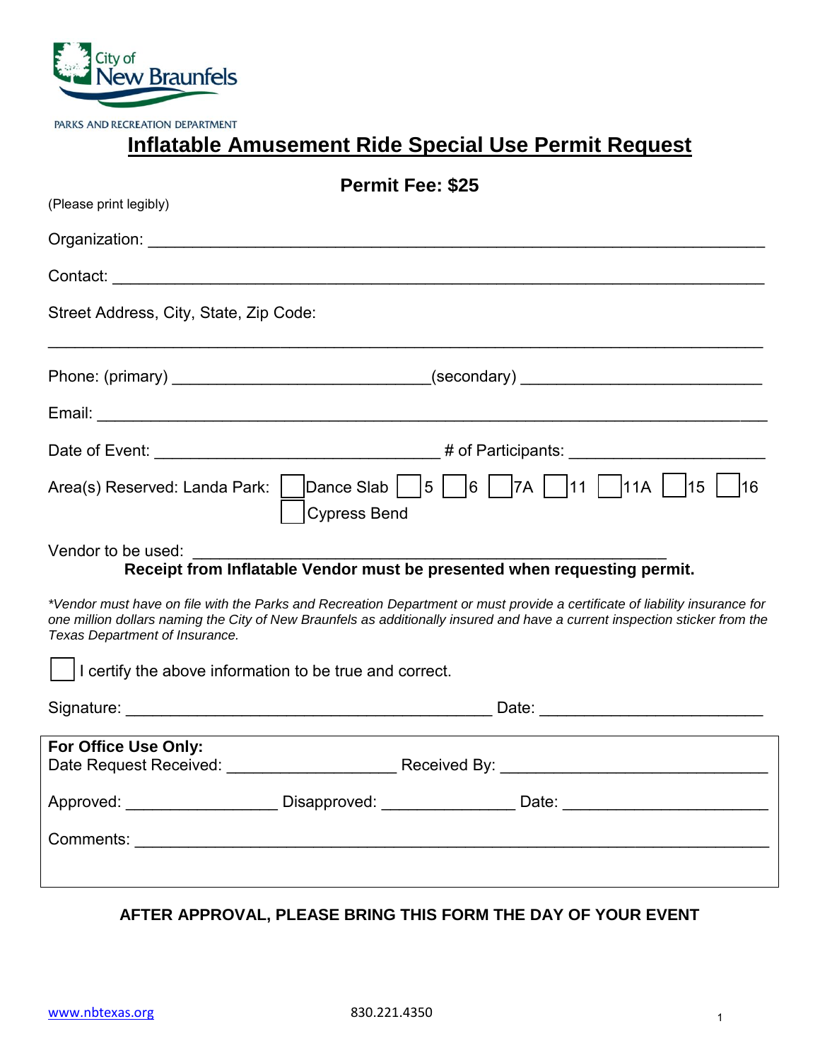City of New Braunfels

PARKS AND RECREATION DEPARTMENT

# Inflatable Amusement Ride Special Use Permit Request

**Permit Fee: $25**

(Please print legibly)

Organization: ______________________________________________________________

Contact: __________________________________________________________________

Street Address, City, State, Zip Code:

___________________________________________________________________________

Phone: (primary) ___________________________(secondary) _________________________

Email: ____________________________________________________________________

Date of Event: ______________________________ # of Participants: ____________________

Area(s) Reserved: Landa Park: ☐ Dance Slab ☐ 5 ☐ 6 ☐ 7A ☐ 11 ☐ 11A ☐ 15 ☐ 16
☐ Cypress Bend

Vendor to be used: ___________________________________________________

**Receipt from Inflatable Vendor must be presented when requesting permit.**

*\*Vendor must have on file with the Parks and Recreation Department or must provide a certificate of liability insurance for one million dollars naming the City of New Braunfels as additionally insured and have a current inspection sticker from the Texas Department of Insurance.*

☐ I certify the above information to be true and correct.

Signature: _______________________________________ Date: _______________________

**For Office Use Only:**

Date Request Received: __________________ Received By: ____________________________

Approved: ________________ Disapproved: ______________ Date: ______________________

Comments: __________________________________________________________________

**AFTER APPROVAL, PLEASE BRING THIS FORM THE DAY OF YOUR EVENT**

www.nbtexas.org 830.221.4350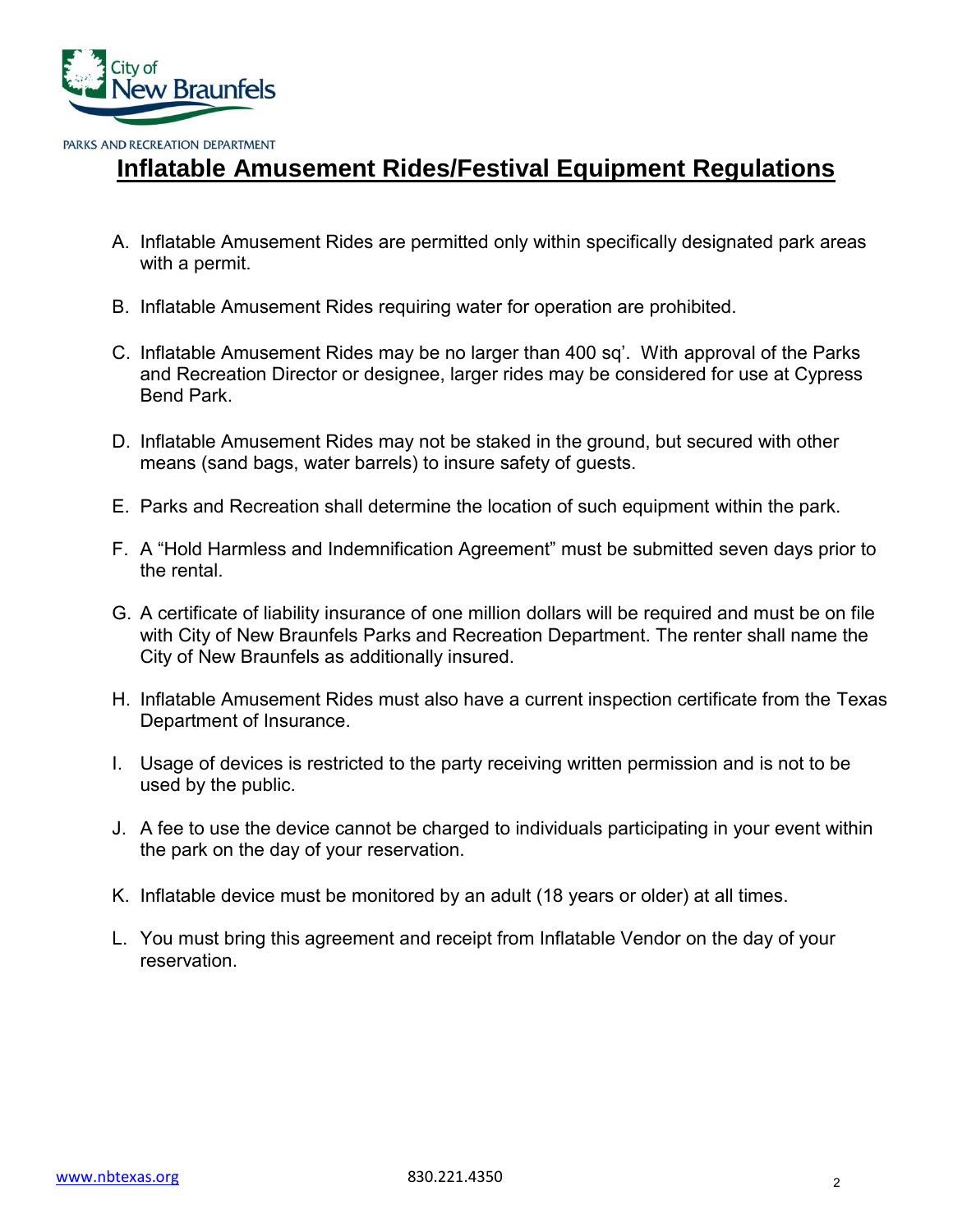PARKS AND RECREATION DEPARTMENT

# Inflatable Amusement Rides/Festival Equipment Regulations

A. Inflatable Amusement Rides are permitted only within specifically designated park areas with a permit.

B. Inflatable Amusement Rides requiring water for operation are prohibited.

C. Inflatable Amusement Rides may be no larger than 400 sq'. With approval of the Parks and Recreation Director or designee, larger rides may be considered for use at Cypress Bend Park.

D. Inflatable Amusement Rides may not be staked in the ground, but secured with other means (sand bags, water barrels) to insure safety of guests.

E. Parks and Recreation shall determine the location of such equipment within the park.

F. A "Hold Harmless and Indemnification Agreement" must be submitted seven days prior to the rental.

G. A certificate of liability insurance of one million dollars will be required and must be on file with City of New Braunfels Parks and Recreation Department. The renter shall name the City of New Braunfels as additionally insured.

H. Inflatable Amusement Rides must also have a current inspection certificate from the Texas Department of Insurance.

I. Usage of devices is restricted to the party receiving written permission and is not to be used by the public.

J. A fee to use the device cannot be charged to individuals participating in your event within the park on the day of your reservation.

K. Inflatable device must be monitored by an adult (18 years or older) at all times.

L. You must bring this agreement and receipt from Inflatable Vendor on the day of your reservation.

www.nbtexas.org 830.221.4350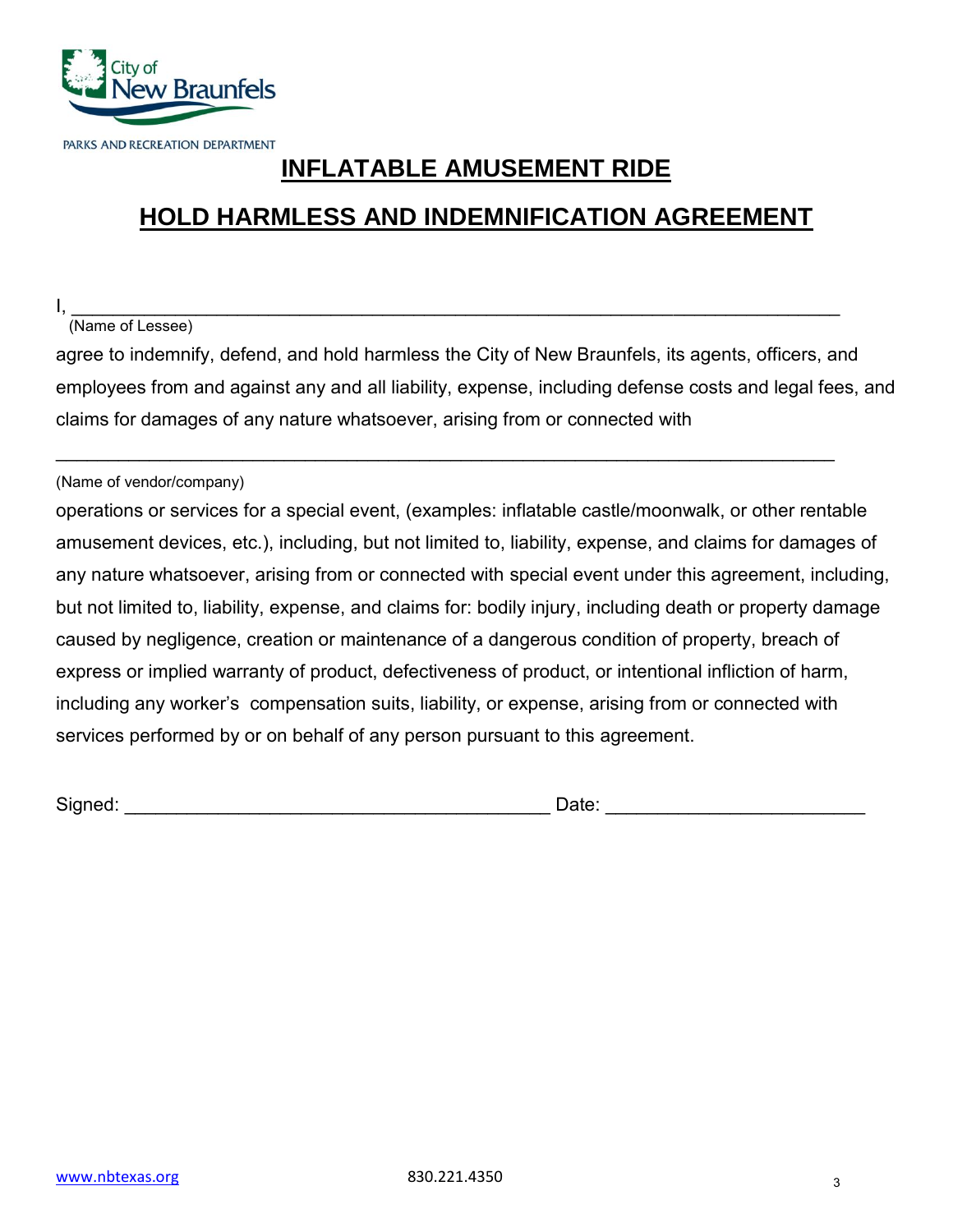PARKS AND RECREATION DEPARTMENT

# INFLATABLE AMUSEMENT RIDE

# HOLD HARMLESS AND INDEMNIFICATION AGREEMENT

I, ___________________________________________________________________________
(Name of Lessee)

agree to indemnify, defend, and hold harmless the City of New Braunfels, its agents, officers, and employees from and against any and all liability, expense, including defense costs and legal fees, and claims for damages of any nature whatsoever, arising from or connected with

_____________________________________________________________________________
(Name of vendor/company)

operations or services for a special event, (examples: inflatable castle/moonwalk, or other rentable amusement devices, etc.), including, but not limited to, liability, expense, and claims for damages of any nature whatsoever, arising from or connected with special event under this agreement, including, but not limited to, liability, expense, and claims for: bodily injury, including death or property damage caused by negligence, creation or maintenance of a dangerous condition of property, breach of express or implied warranty of product, defectiveness of product, or intentional infliction of harm, including any worker's compensation suits, liability, or expense, arising from or connected with services performed by or on behalf of any person pursuant to this agreement.

Signed: ________________________________________ Date: ________________________

www.nbtexas.org 830.221.4350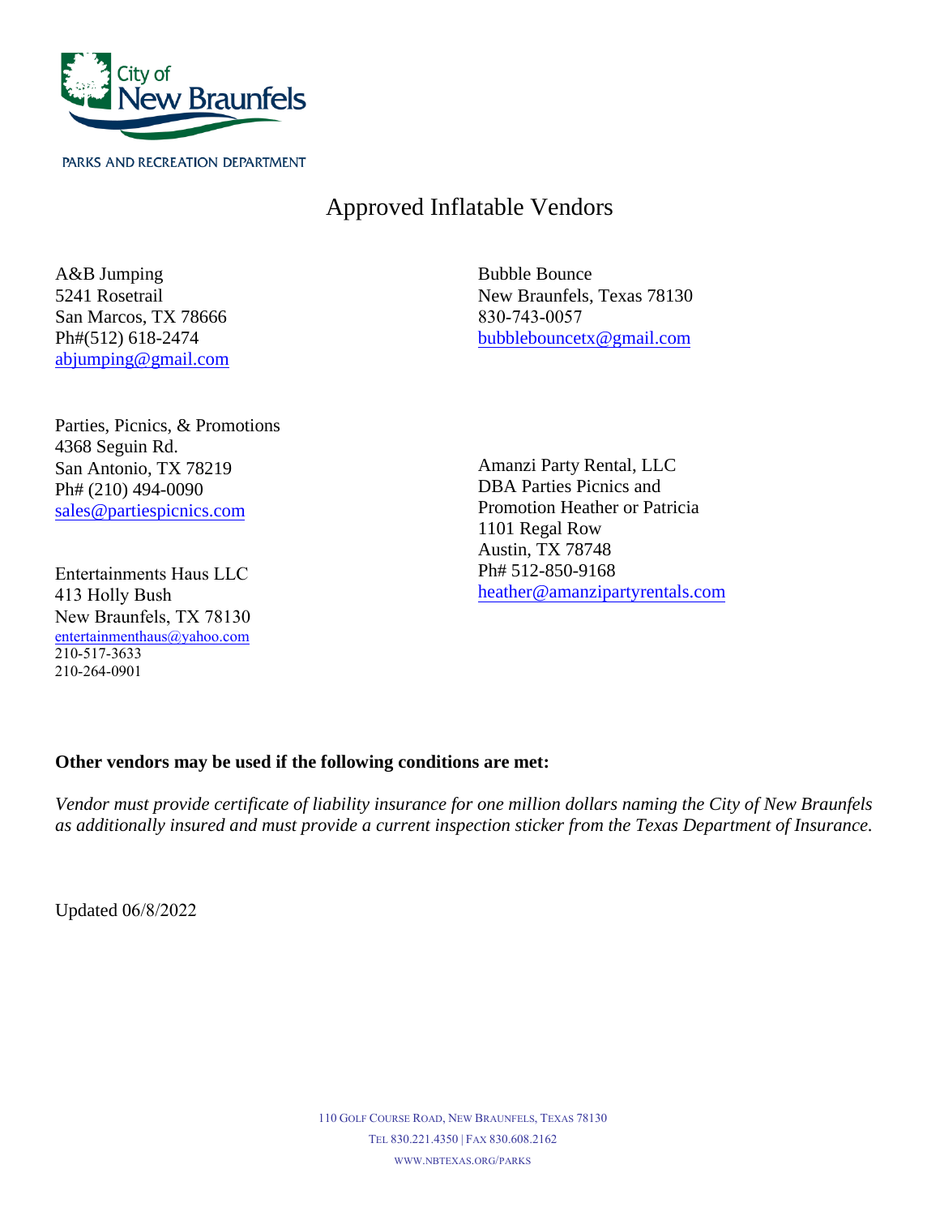City of New Braunfels

PARKS AND RECREATION DEPARTMENT

# Approved Inflatable Vendors

A&B Jumping
5241 Rosetrail
San Marcos, TX 78666
Ph#(512) 618-2474
abjumping@gmail.com

Bubble Bounce
New Braunfels, Texas 78130
830-743-0057
bubblebouncetx@gmail.com

Parties, Picnics, & Promotions
4368 Seguin Rd.
San Antonio, TX 78219
Ph# (210) 494-0090
sales@partiespicnics.com

Amanzi Party Rental, LLC
DBA Parties Picnics and Promotion Heather or Patricia
1101 Regal Row
Austin, TX 78748
Ph# 512-850-9168
heather@amanzipartyrentals.com

Entertainments Haus LLC
413 Holly Bush
New Braunfels, TX 78130
entertainmenthaus@yahoo.com
210-517-3633
210-264-0901

**Other vendors may be used if the following conditions are met:**

*Vendor must provide certificate of liability insurance for one million dollars naming the City of New Braunfels as additionally insured and must provide a current inspection sticker from the Texas Department of Insurance.*

Updated 06/8/2022

110 Golf Course Road, New Braunfels, Texas 78130
Tel 830.221.4350 | Fax 830.608.2162
www.nbtexas.org/parks